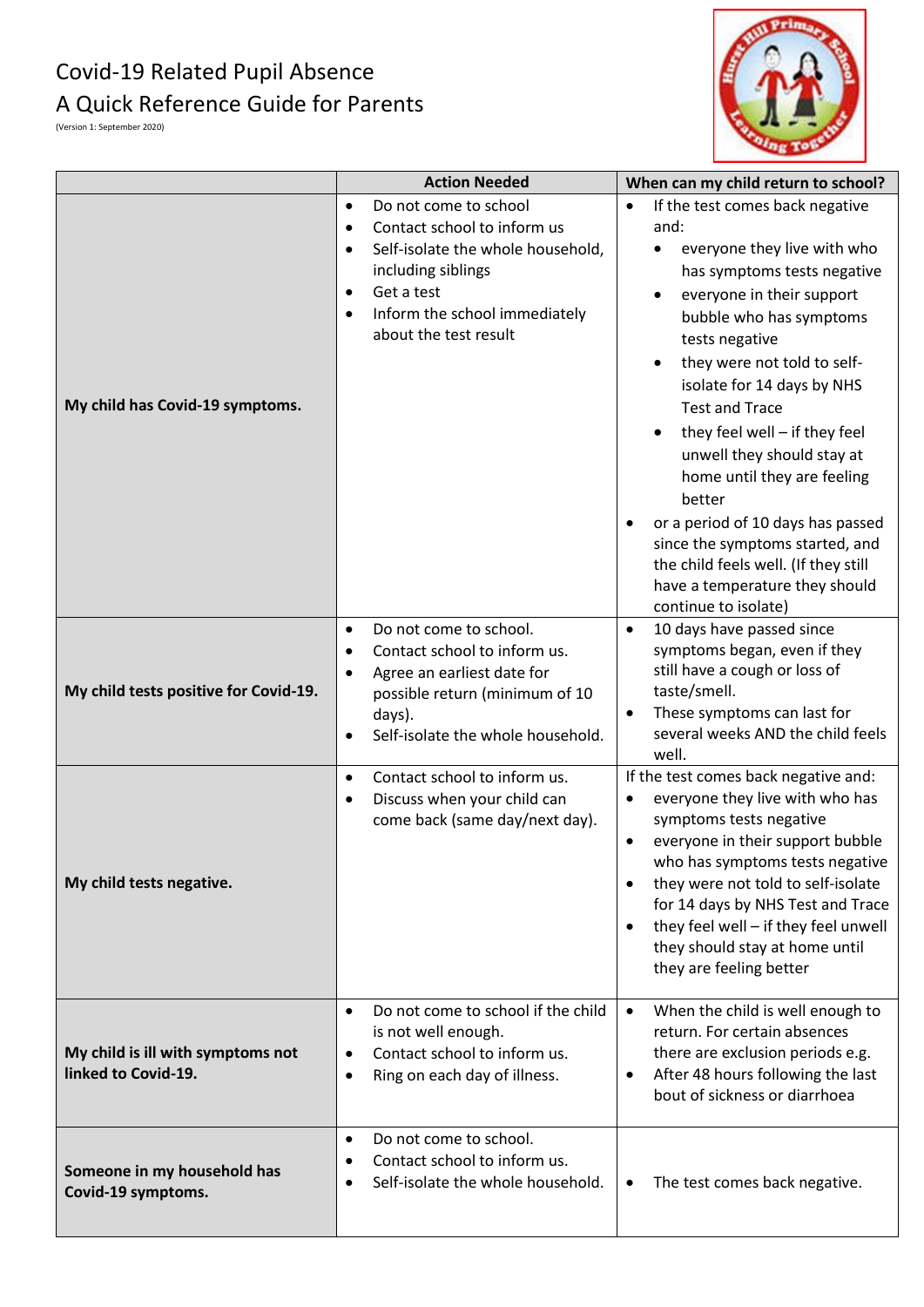# Covid-19 Related Pupil Absence
# A Quick Reference Guide for Parents

(Version 1: September 2020)

| | Action Needed | When can my child return to school? |
|---|---|---|
| **My child has Covid-19 symptoms.** | • Do not come to school<br>• Contact school to inform us<br>• Self-isolate the whole household, including siblings<br>• Get a test<br>• Inform the school immediately about the test result | • If the test comes back negative and:<br>  ◦ everyone they live with who has symptoms tests negative<br>  ◦ everyone in their support bubble who has symptoms tests negative<br>  ◦ they were not told to self-isolate for 14 days by NHS Test and Trace<br>  ◦ they feel well – if they feel unwell they should stay at home until they are feeling better<br>• or a period of 10 days has passed since the symptoms started, and the child feels well. (If they still have a temperature they should continue to isolate) |
| **My child tests positive for Covid-19.** | • Do not come to school.<br>• Contact school to inform us.<br>• Agree an earliest date for possible return (minimum of 10 days).<br>• Self-isolate the whole household. | • 10 days have passed since symptoms began, even if they still have a cough or loss of taste/smell.<br>• These symptoms can last for several weeks AND the child feels well. |
| **My child tests negative.** | • Contact school to inform us.<br>• Discuss when your child can come back (same day/next day). | If the test comes back negative and:<br>• everyone they live with who has symptoms tests negative<br>• everyone in their support bubble who has symptoms tests negative<br>• they were not told to self-isolate for 14 days by NHS Test and Trace<br>• they feel well – if they feel unwell they should stay at home until they are feeling better |
| **My child is ill with symptoms not linked to Covid-19.** | • Do not come to school if the child is not well enough.<br>• Contact school to inform us.<br>• Ring on each day of illness. | • When the child is well enough to return. For certain absences there are exclusion periods e.g.<br>• After 48 hours following the last bout of sickness or diarrhoea |
| **Someone in my household has Covid-19 symptoms.** | • Do not come to school.<br>• Contact school to inform us.<br>• Self-isolate the whole household. | • The test comes back negative. |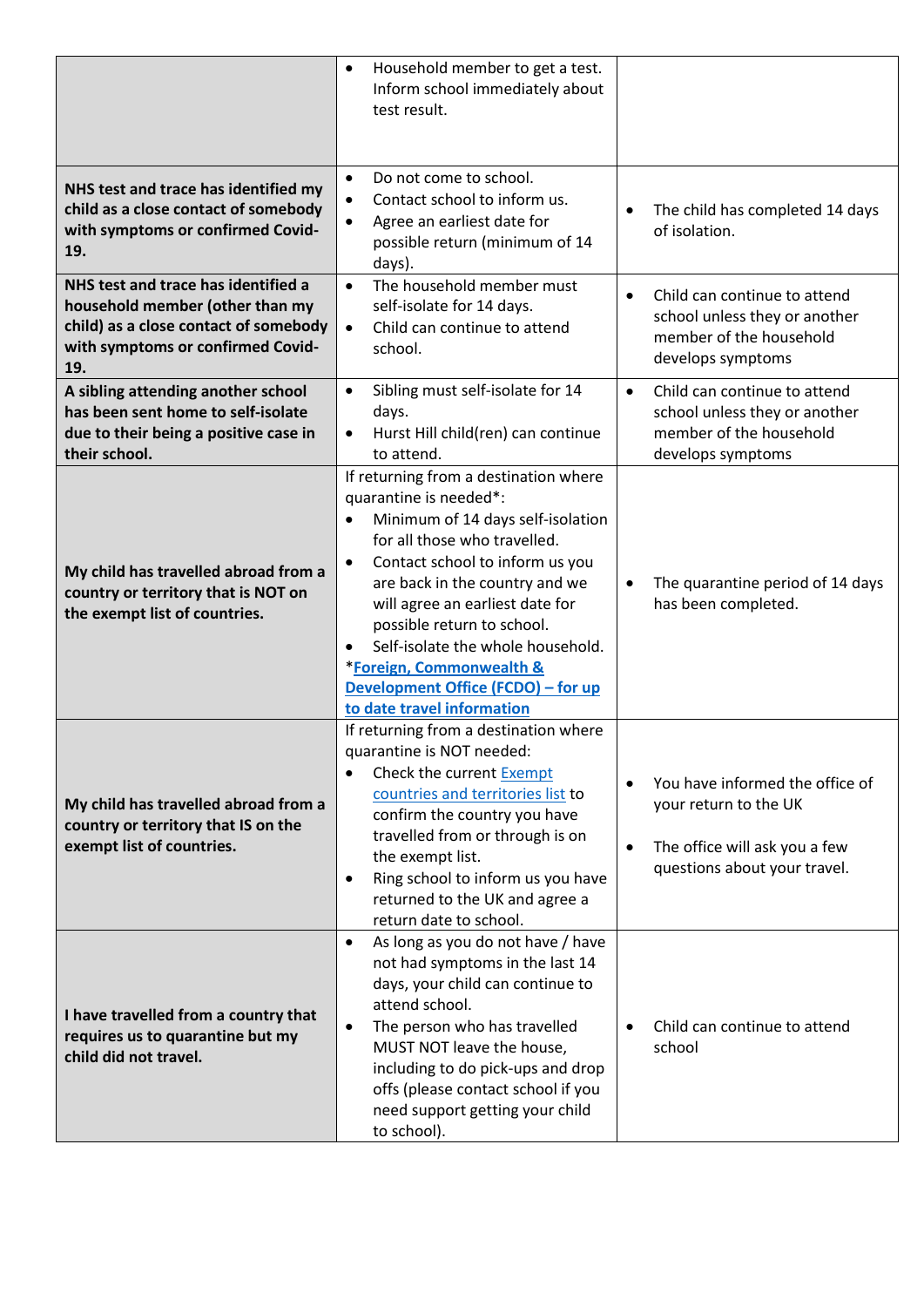| | | |
|---|---|---|
| | • Household member to get a test. Inform school immediately about test result. | |
| **NHS test and trace has identified my child as a close contact of somebody with symptoms or confirmed Covid-19.** | • Do not come to school.<br>• Contact school to inform us.<br>• Agree an earliest date for possible return (minimum of 14 days). | • The child has completed 14 days of isolation. |
| **NHS test and trace has identified a household member (other than my child) as a close contact of somebody with symptoms or confirmed Covid-19.** | • The household member must self-isolate for 14 days.<br>• Child can continue to attend school. | • Child can continue to attend school unless they or another member of the household develops symptoms |
| **A sibling attending another school has been sent home to self-isolate due to their being a positive case in their school.** | • Sibling must self-isolate for 14 days.<br>• Hurst Hill child(ren) can continue to attend. | • Child can continue to attend school unless they or another member of the household develops symptoms |
| **My child has travelled abroad from a country or territory that is NOT on the exempt list of countries.** | If returning from a destination where quarantine is needed*:<br>• Minimum of 14 days self-isolation for all those who travelled.<br>• Contact school to inform us you are back in the country and we will agree an earliest date for possible return to school.<br>• Self-isolate the whole household.<br>***Foreign, Commonwealth & Development Office (FCDO) – for up to date travel information** | • The quarantine period of 14 days has been completed. |
| **My child has travelled abroad from a country or territory that IS on the exempt list of countries.** | If returning from a destination where quarantine is NOT needed:<br>• Check the current Exempt countries and territories list to confirm the country you have travelled from or through is on the exempt list.<br>• Ring school to inform us you have returned to the UK and agree a return date to school. | • You have informed the office of your return to the UK<br>• The office will ask you a few questions about your travel. |
| **I have travelled from a country that requires us to quarantine but my child did not travel.** | • As long as you do not have / have not had symptoms in the last 14 days, your child can continue to attend school.<br>• The person who has travelled MUST NOT leave the house, including to do pick-ups and drop offs (please contact school if you need support getting your child to school). | • Child can continue to attend school |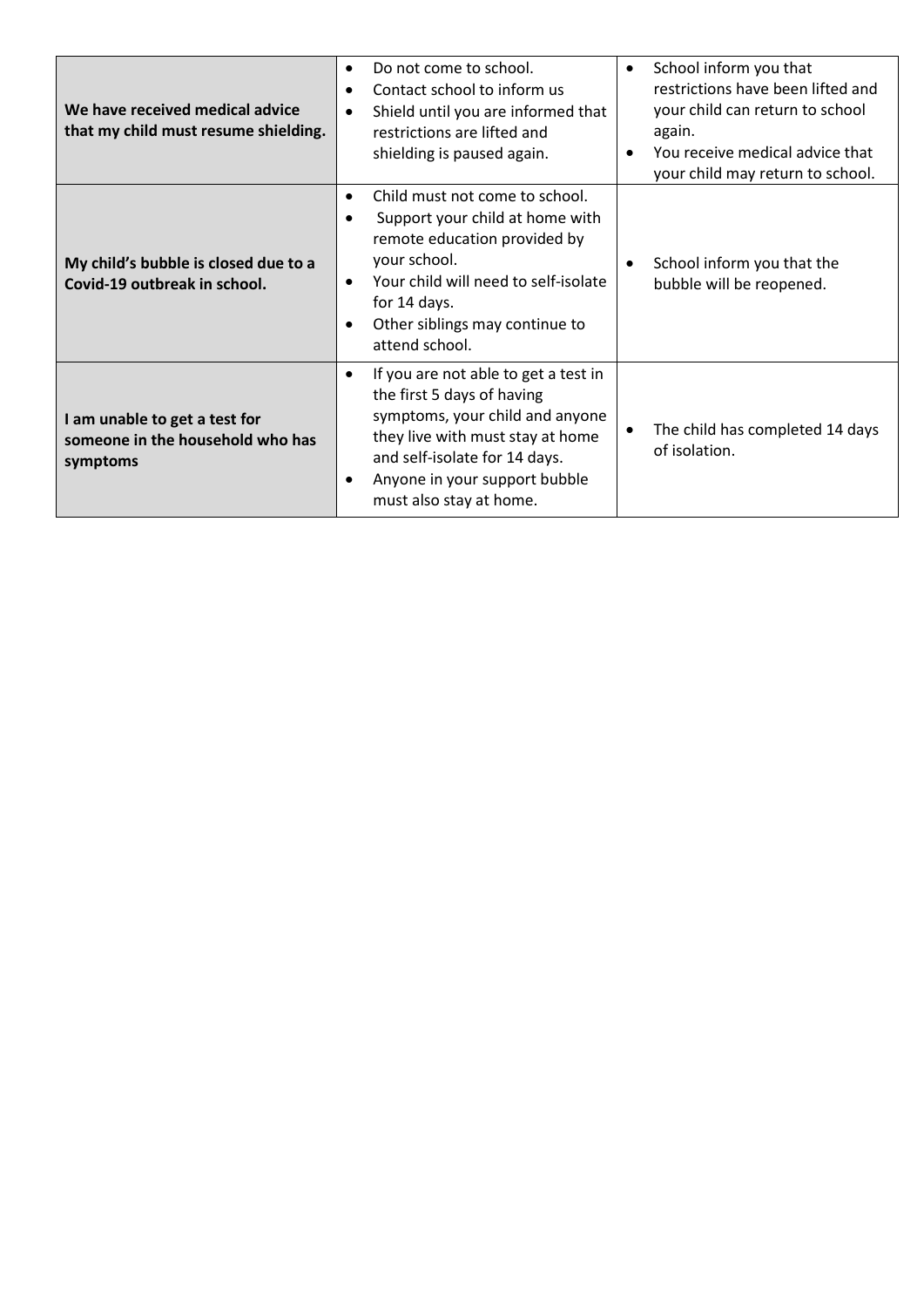| | | |
|---|---|---|
| **We have received medical advice that my child must resume shielding.** | • Do not come to school.<br>• Contact school to inform us<br>• Shield until you are informed that restrictions are lifted and shielding is paused again. | • School inform you that restrictions have been lifted and your child can return to school again.<br>• You receive medical advice that your child may return to school. |
| **My child's bubble is closed due to a Covid-19 outbreak in school.** | • Child must not come to school.<br>• Support your child at home with remote education provided by your school.<br>• Your child will need to self-isolate for 14 days.<br>• Other siblings may continue to attend school. | • School inform you that the bubble will be reopened. |
| **I am unable to get a test for someone in the household who has symptoms** | • If you are not able to get a test in the first 5 days of having symptoms, your child and anyone they live with must stay at home and self-isolate for 14 days.<br>• Anyone in your support bubble must also stay at home. | • The child has completed 14 days of isolation. |